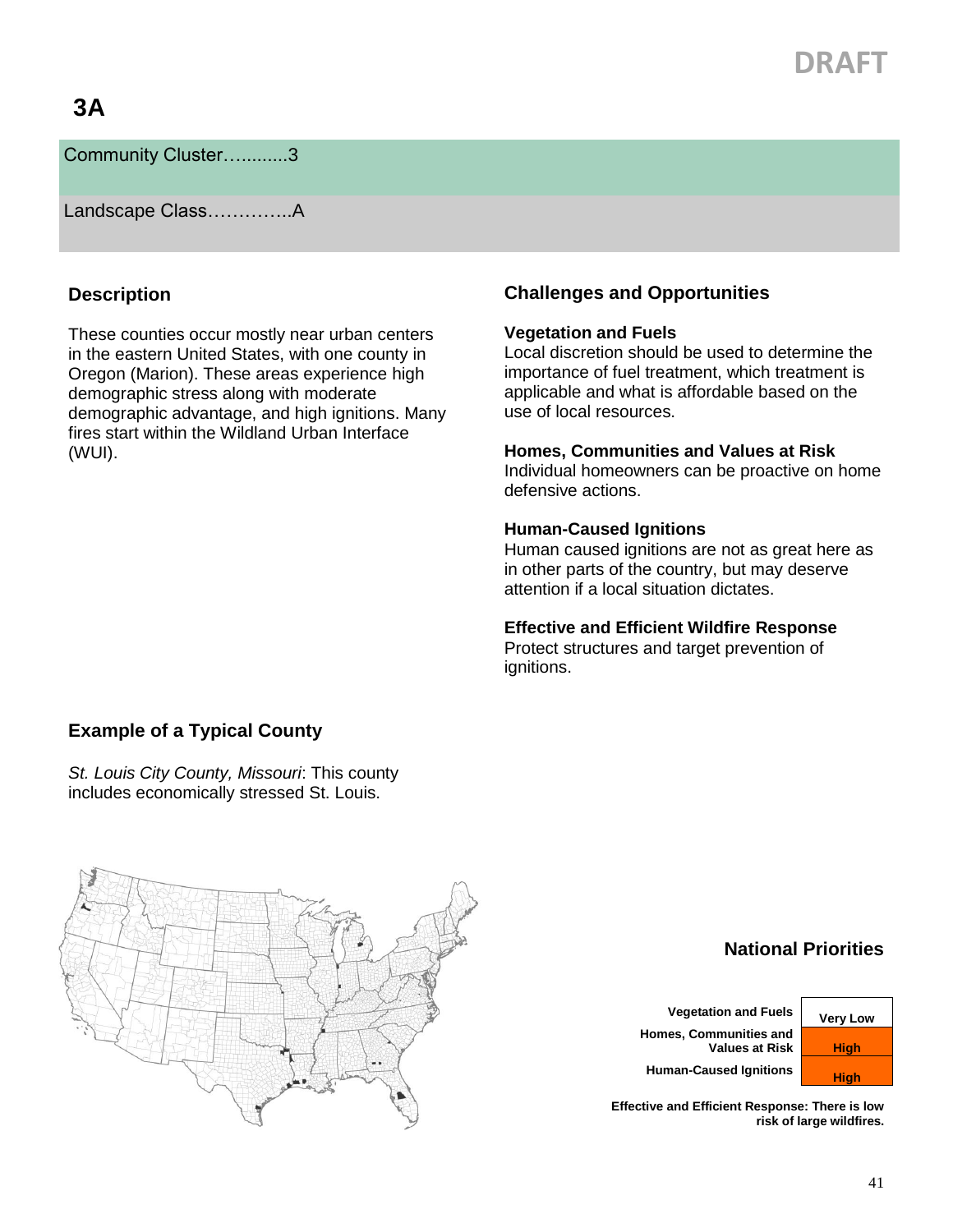DRAFT

# 3A

Community Cluster…..........3

Landscape Class…………..A

## Description

These counties occur mostly near urban centers in the eastern United States, with one county in Oregon (Marion). These areas experience high demographic stress along with moderate demographic advantage, and high ignitions. Many fires start within the Wildland Urban Interface (WUI).

## Challenges and Opportunities

**Vegetation and Fuels**
Local discretion should be used to determine the importance of fuel treatment, which treatment is applicable and what is affordable based on the use of local resources.

**Homes, Communities and Values at Risk**
Individual homeowners can be proactive on home defensive actions.

**Human-Caused Ignitions**
Human caused ignitions are not as great here as in other parts of the country, but may deserve attention if a local situation dictates.

**Effective and Efficient Wildfire Response**
Protect structures and target prevention of ignitions.

## Example of a Typical County

*St. Louis City County, Missouri*: This county includes economically stressed St. Louis.

## National Priorities

| | |
|---|---|
| **Vegetation and Fuels** | **Very Low** |
| **Homes, Communities and Values at Risk** | **High** |
| **Human-Caused Ignitions** | **High** |

**Effective and Efficient Response: There is low risk of large wildfires.**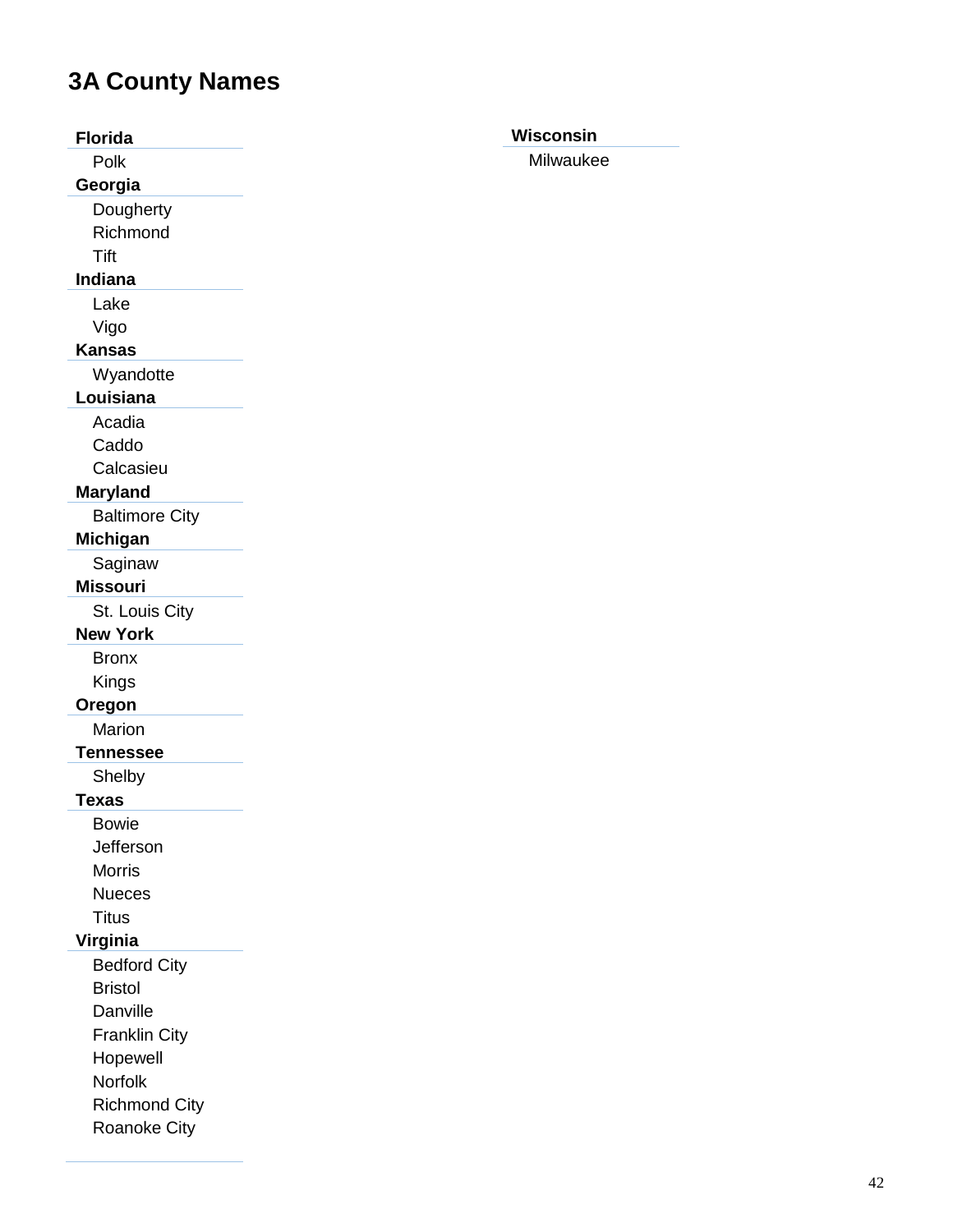## 3A County Names

**Florida**

- Polk

**Georgia**

- Dougherty
- Richmond
- Tift

**Indiana**

- Lake
- Vigo

**Kansas**

- Wyandotte

**Louisiana**

- Acadia
- Caddo
- Calcasieu

**Maryland**

- Baltimore City

**Michigan**

- Saginaw

**Missouri**

- St. Louis City

**New York**

- Bronx
- Kings

**Oregon**

- Marion

**Tennessee**

- Shelby

**Texas**

- Bowie
- Jefferson
- Morris
- Nueces
- Titus

**Virginia**

- Bedford City
- Bristol
- Danville
- Franklin City
- Hopewell
- Norfolk
- Richmond City
- Roanoke City

**Wisconsin**

- Milwaukee